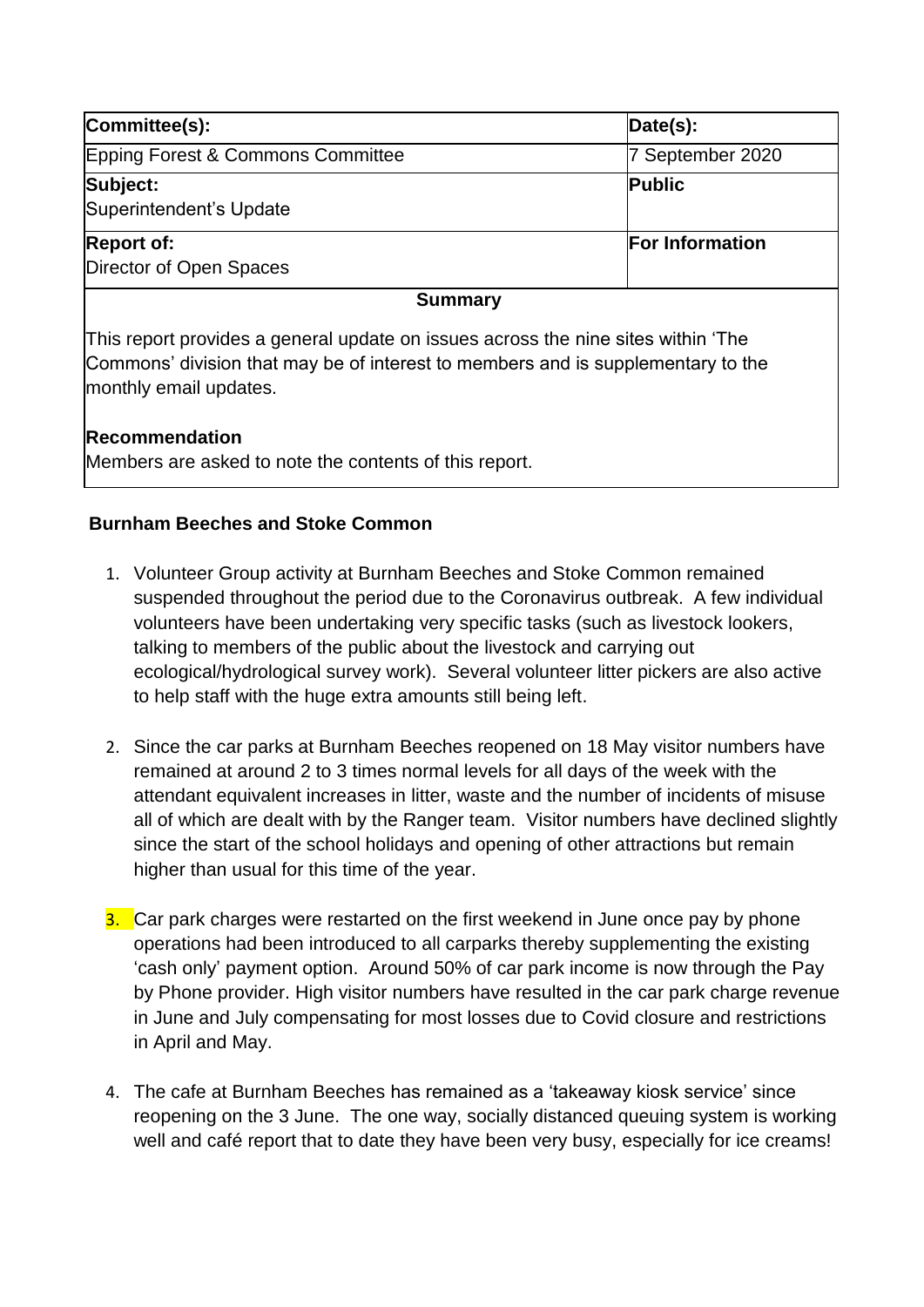| Committee(s): | Date(s): |
| --- | --- |
| Epping Forest & Commons Committee | 7 September 2020 |
| **Subject:** Superintendent's Update | **Public** |
| **Report of:** Director of Open Spaces | **For Information** |

**Summary**

This report provides a general update on issues across the nine sites within 'The Commons' division that may be of interest to members and is supplementary to the monthly email updates.

**Recommendation**

Members are asked to note the contents of this report.

**Burnham Beeches and Stoke Common**

1. Volunteer Group activity at Burnham Beeches and Stoke Common remained suspended throughout the period due to the Coronavirus outbreak. A few individual volunteers have been undertaking very specific tasks (such as livestock lookers, talking to members of the public about the livestock and carrying out ecological/hydrological survey work). Several volunteer litter pickers are also active to help staff with the huge extra amounts still being left.

2. Since the car parks at Burnham Beeches reopened on 18 May visitor numbers have remained at around 2 to 3 times normal levels for all days of the week with the attendant equivalent increases in litter, waste and the number of incidents of misuse all of which are dealt with by the Ranger team. Visitor numbers have declined slightly since the start of the school holidays and opening of other attractions but remain higher than usual for this time of the year.

3. Car park charges were restarted on the first weekend in June once pay by phone operations had been introduced to all carparks thereby supplementing the existing 'cash only' payment option. Around 50% of car park income is now through the Pay by Phone provider. High visitor numbers have resulted in the car park charge revenue in June and July compensating for most losses due to Covid closure and restrictions in April and May.

4. The cafe at Burnham Beeches has remained as a 'takeaway kiosk service' since reopening on the 3 June. The one way, socially distanced queuing system is working well and café report that to date they have been very busy, especially for ice creams!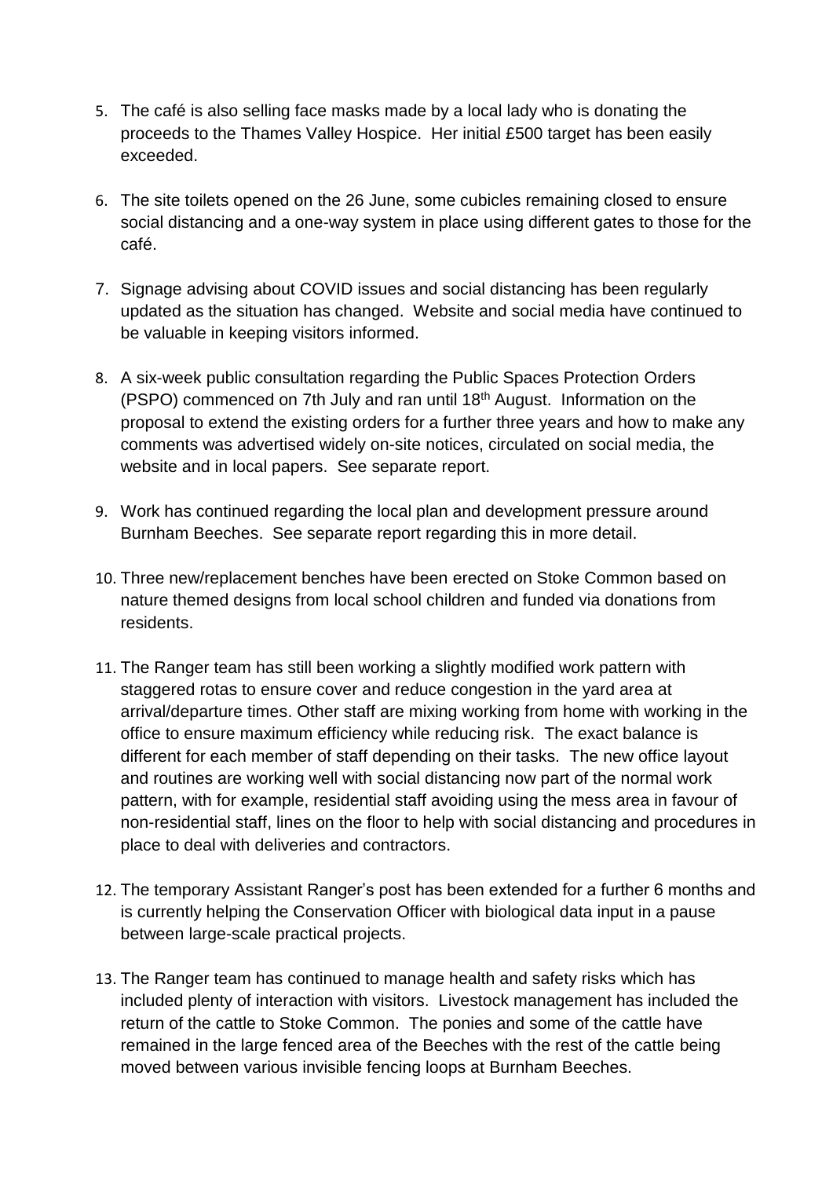5. The café is also selling face masks made by a local lady who is donating the proceeds to the Thames Valley Hospice. Her initial £500 target has been easily exceeded.

6. The site toilets opened on the 26 June, some cubicles remaining closed to ensure social distancing and a one-way system in place using different gates to those for the café.

7. Signage advising about COVID issues and social distancing has been regularly updated as the situation has changed. Website and social media have continued to be valuable in keeping visitors informed.

8. A six-week public consultation regarding the Public Spaces Protection Orders (PSPO) commenced on 7th July and ran until 18th August. Information on the proposal to extend the existing orders for a further three years and how to make any comments was advertised widely on-site notices, circulated on social media, the website and in local papers. See separate report.

9. Work has continued regarding the local plan and development pressure around Burnham Beeches. See separate report regarding this in more detail.

10. Three new/replacement benches have been erected on Stoke Common based on nature themed designs from local school children and funded via donations from residents.

11. The Ranger team has still been working a slightly modified work pattern with staggered rotas to ensure cover and reduce congestion in the yard area at arrival/departure times. Other staff are mixing working from home with working in the office to ensure maximum efficiency while reducing risk. The exact balance is different for each member of staff depending on their tasks. The new office layout and routines are working well with social distancing now part of the normal work pattern, with for example, residential staff avoiding using the mess area in favour of non-residential staff, lines on the floor to help with social distancing and procedures in place to deal with deliveries and contractors.

12. The temporary Assistant Ranger's post has been extended for a further 6 months and is currently helping the Conservation Officer with biological data input in a pause between large-scale practical projects.

13. The Ranger team has continued to manage health and safety risks which has included plenty of interaction with visitors. Livestock management has included the return of the cattle to Stoke Common. The ponies and some of the cattle have remained in the large fenced area of the Beeches with the rest of the cattle being moved between various invisible fencing loops at Burnham Beeches.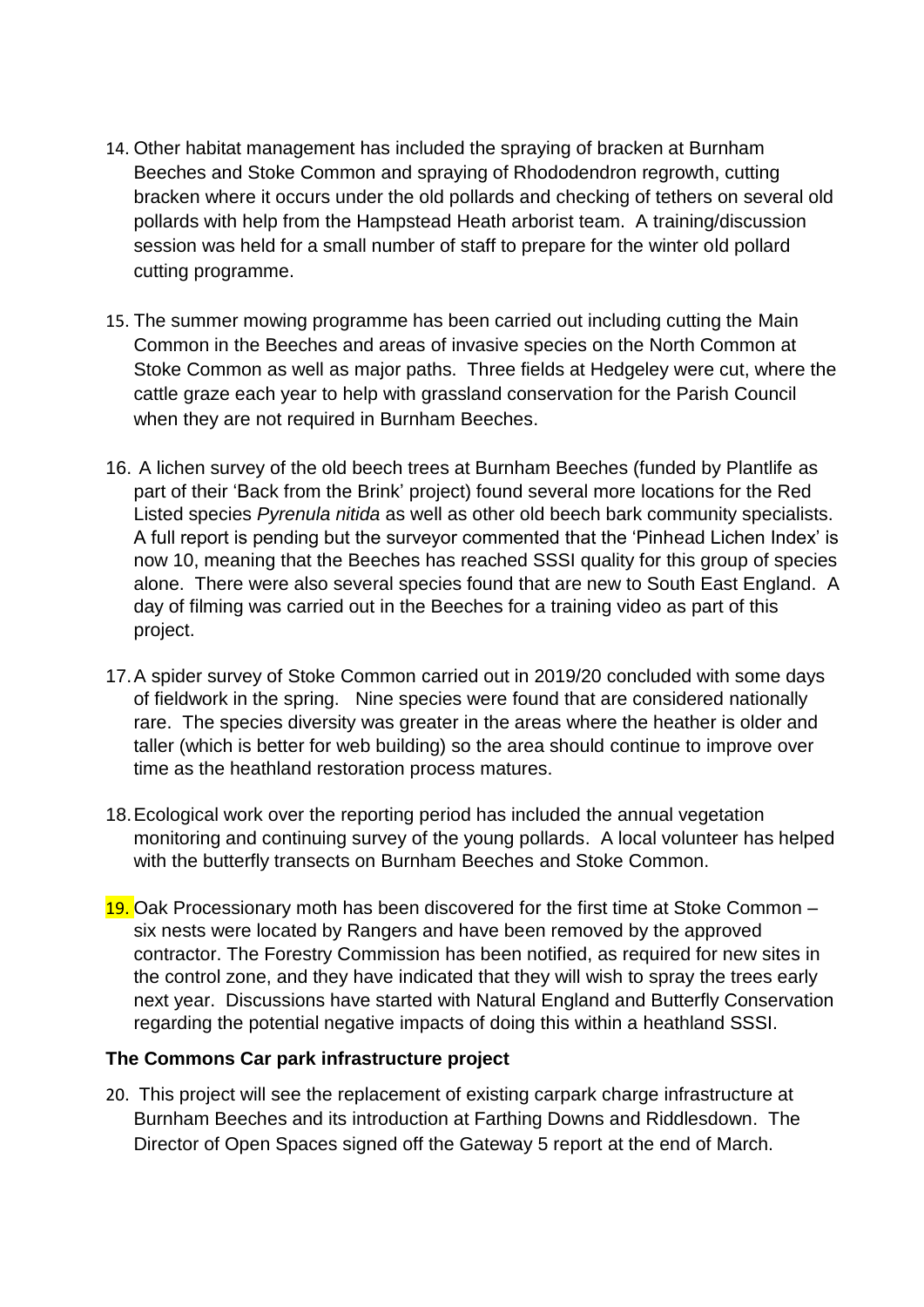14. Other habitat management has included the spraying of bracken at Burnham Beeches and Stoke Common and spraying of Rhododendron regrowth, cutting bracken where it occurs under the old pollards and checking of tethers on several old pollards with help from the Hampstead Heath arborist team. A training/discussion session was held for a small number of staff to prepare for the winter old pollard cutting programme.

15. The summer mowing programme has been carried out including cutting the Main Common in the Beeches and areas of invasive species on the North Common at Stoke Common as well as major paths. Three fields at Hedgeley were cut, where the cattle graze each year to help with grassland conservation for the Parish Council when they are not required in Burnham Beeches.

16. A lichen survey of the old beech trees at Burnham Beeches (funded by Plantlife as part of their 'Back from the Brink' project) found several more locations for the Red Listed species *Pyrenula nitida* as well as other old beech bark community specialists. A full report is pending but the surveyor commented that the 'Pinhead Lichen Index' is now 10, meaning that the Beeches has reached SSSI quality for this group of species alone. There were also several species found that are new to South East England. A day of filming was carried out in the Beeches for a training video as part of this project.

17. A spider survey of Stoke Common carried out in 2019/20 concluded with some days of fieldwork in the spring. Nine species were found that are considered nationally rare. The species diversity was greater in the areas where the heather is older and taller (which is better for web building) so the area should continue to improve over time as the heathland restoration process matures.

18. Ecological work over the reporting period has included the annual vegetation monitoring and continuing survey of the young pollards. A local volunteer has helped with the butterfly transects on Burnham Beeches and Stoke Common.

19. Oak Processionary moth has been discovered for the first time at Stoke Common – six nests were located by Rangers and have been removed by the approved contractor. The Forestry Commission has been notified, as required for new sites in the control zone, and they have indicated that they will wish to spray the trees early next year. Discussions have started with Natural England and Butterfly Conservation regarding the potential negative impacts of doing this within a heathland SSSI.

**The Commons Car park infrastructure project**

20. This project will see the replacement of existing carpark charge infrastructure at Burnham Beeches and its introduction at Farthing Downs and Riddlesdown. The Director of Open Spaces signed off the Gateway 5 report at the end of March.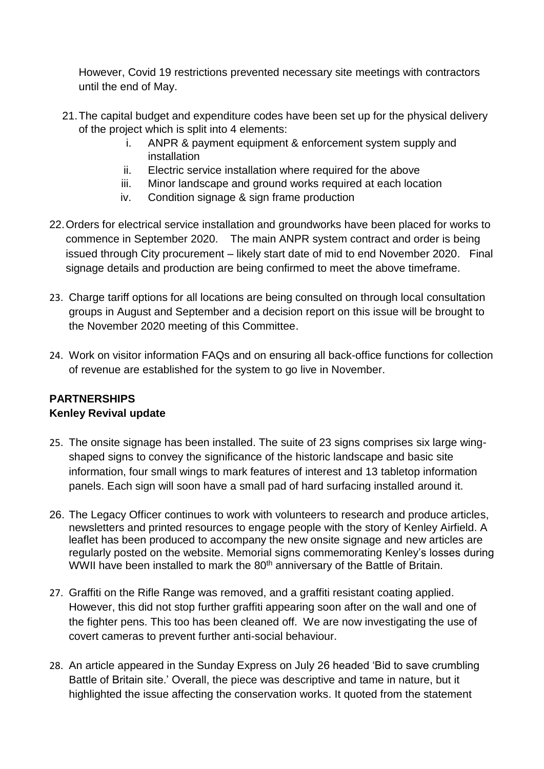However, Covid 19 restrictions prevented necessary site meetings with contractors until the end of May.

21. The capital budget and expenditure codes have been set up for the physical delivery of the project which is split into 4 elements:
    i. ANPR & payment equipment & enforcement system supply and installation
    ii. Electric service installation where required for the above
    iii. Minor landscape and ground works required at each location
    iv. Condition signage & sign frame production

22. Orders for electrical service installation and groundworks have been placed for works to commence in September 2020. The main ANPR system contract and order is being issued through City procurement – likely start date of mid to end November 2020. Final signage details and production are being confirmed to meet the above timeframe.

23. Charge tariff options for all locations are being consulted on through local consultation groups in August and September and a decision report on this issue will be brought to the November 2020 meeting of this Committee.

24. Work on visitor information FAQs and on ensuring all back-office functions for collection of revenue are established for the system to go live in November.

**PARTNERSHIPS**

**Kenley Revival update**

25. The onsite signage has been installed. The suite of 23 signs comprises six large wing-shaped signs to convey the significance of the historic landscape and basic site information, four small wings to mark features of interest and 13 tabletop information panels. Each sign will soon have a small pad of hard surfacing installed around it.

26. The Legacy Officer continues to work with volunteers to research and produce articles, newsletters and printed resources to engage people with the story of Kenley Airfield. A leaflet has been produced to accompany the new onsite signage and new articles are regularly posted on the website. Memorial signs commemorating Kenley's losses during WWII have been installed to mark the 80th anniversary of the Battle of Britain.

27. Graffiti on the Rifle Range was removed, and a graffiti resistant coating applied. However, this did not stop further graffiti appearing soon after on the wall and one of the fighter pens. This too has been cleaned off. We are now investigating the use of covert cameras to prevent further anti-social behaviour.

28. An article appeared in the Sunday Express on July 26 headed 'Bid to save crumbling Battle of Britain site.' Overall, the piece was descriptive and tame in nature, but it highlighted the issue affecting the conservation works. It quoted from the statement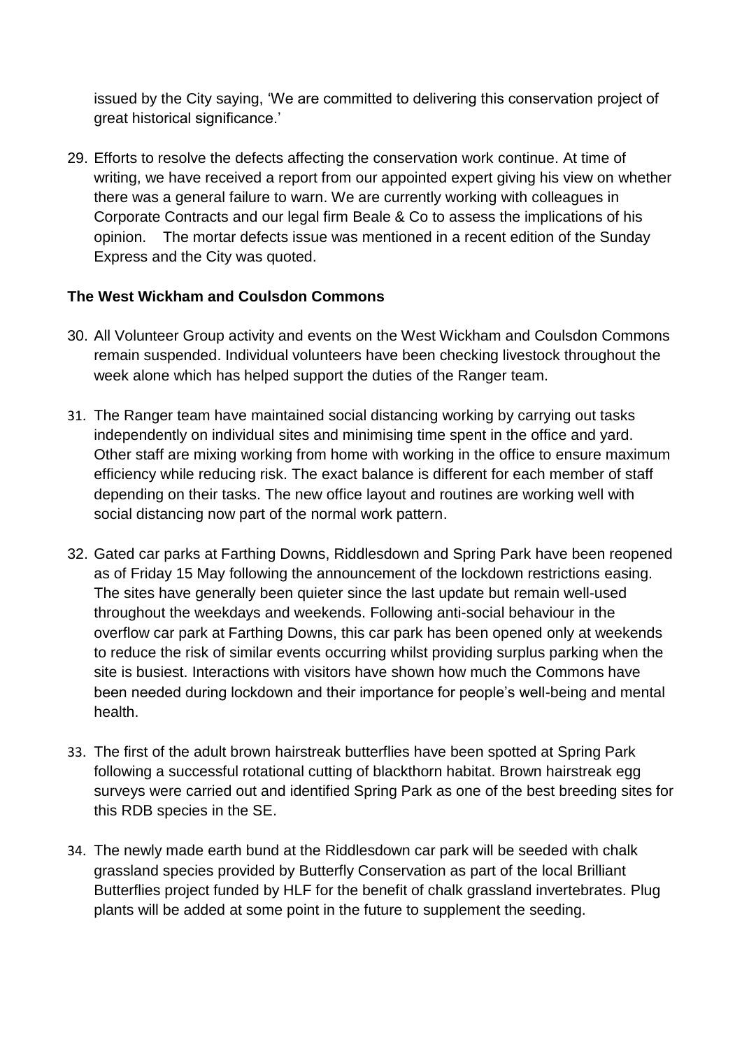issued by the City saying, 'We are committed to delivering this conservation project of great historical significance.'

29. Efforts to resolve the defects affecting the conservation work continue. At time of writing, we have received a report from our appointed expert giving his view on whether there was a general failure to warn. We are currently working with colleagues in Corporate Contracts and our legal firm Beale & Co to assess the implications of his opinion. The mortar defects issue was mentioned in a recent edition of the Sunday Express and the City was quoted.

**The West Wickham and Coulsdon Commons**

30. All Volunteer Group activity and events on the West Wickham and Coulsdon Commons remain suspended. Individual volunteers have been checking livestock throughout the week alone which has helped support the duties of the Ranger team.

31. The Ranger team have maintained social distancing working by carrying out tasks independently on individual sites and minimising time spent in the office and yard. Other staff are mixing working from home with working in the office to ensure maximum efficiency while reducing risk. The exact balance is different for each member of staff depending on their tasks. The new office layout and routines are working well with social distancing now part of the normal work pattern.

32. Gated car parks at Farthing Downs, Riddlesdown and Spring Park have been reopened as of Friday 15 May following the announcement of the lockdown restrictions easing. The sites have generally been quieter since the last update but remain well-used throughout the weekdays and weekends. Following anti-social behaviour in the overflow car park at Farthing Downs, this car park has been opened only at weekends to reduce the risk of similar events occurring whilst providing surplus parking when the site is busiest. Interactions with visitors have shown how much the Commons have been needed during lockdown and their importance for people's well-being and mental health.

33. The first of the adult brown hairstreak butterflies have been spotted at Spring Park following a successful rotational cutting of blackthorn habitat. Brown hairstreak egg surveys were carried out and identified Spring Park as one of the best breeding sites for this RDB species in the SE.

34. The newly made earth bund at the Riddlesdown car park will be seeded with chalk grassland species provided by Butterfly Conservation as part of the local Brilliant Butterflies project funded by HLF for the benefit of chalk grassland invertebrates. Plug plants will be added at some point in the future to supplement the seeding.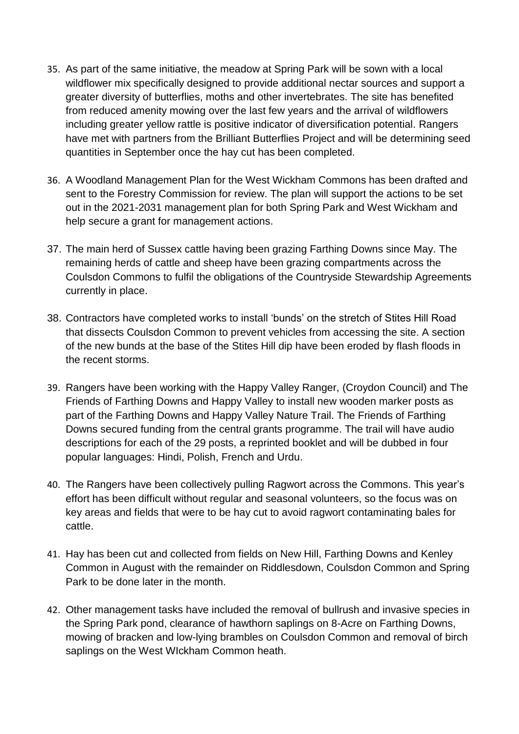35. As part of the same initiative, the meadow at Spring Park will be sown with a local wildflower mix specifically designed to provide additional nectar sources and support a greater diversity of butterflies, moths and other invertebrates. The site has benefited from reduced amenity mowing over the last few years and the arrival of wildflowers including greater yellow rattle is positive indicator of diversification potential. Rangers have met with partners from the Brilliant Butterflies Project and will be determining seed quantities in September once the hay cut has been completed.

36. A Woodland Management Plan for the West Wickham Commons has been drafted and sent to the Forestry Commission for review. The plan will support the actions to be set out in the 2021-2031 management plan for both Spring Park and West Wickham and help secure a grant for management actions.

37. The main herd of Sussex cattle having been grazing Farthing Downs since May. The remaining herds of cattle and sheep have been grazing compartments across the Coulsdon Commons to fulfil the obligations of the Countryside Stewardship Agreements currently in place.

38. Contractors have completed works to install 'bunds' on the stretch of Stites Hill Road that dissects Coulsdon Common to prevent vehicles from accessing the site. A section of the new bunds at the base of the Stites Hill dip have been eroded by flash floods in the recent storms.

39. Rangers have been working with the Happy Valley Ranger, (Croydon Council) and The Friends of Farthing Downs and Happy Valley to install new wooden marker posts as part of the Farthing Downs and Happy Valley Nature Trail. The Friends of Farthing Downs secured funding from the central grants programme. The trail will have audio descriptions for each of the 29 posts, a reprinted booklet and will be dubbed in four popular languages: Hindi, Polish, French and Urdu.

40. The Rangers have been collectively pulling Ragwort across the Commons. This year's effort has been difficult without regular and seasonal volunteers, so the focus was on key areas and fields that were to be hay cut to avoid ragwort contaminating bales for cattle.

41. Hay has been cut and collected from fields on New Hill, Farthing Downs and Kenley Common in August with the remainder on Riddlesdown, Coulsdon Common and Spring Park to be done later in the month.

42. Other management tasks have included the removal of bullrush and invasive species in the Spring Park pond, clearance of hawthorn saplings on 8-Acre on Farthing Downs, mowing of bracken and low-lying brambles on Coulsdon Common and removal of birch saplings on the West WIckham Common heath.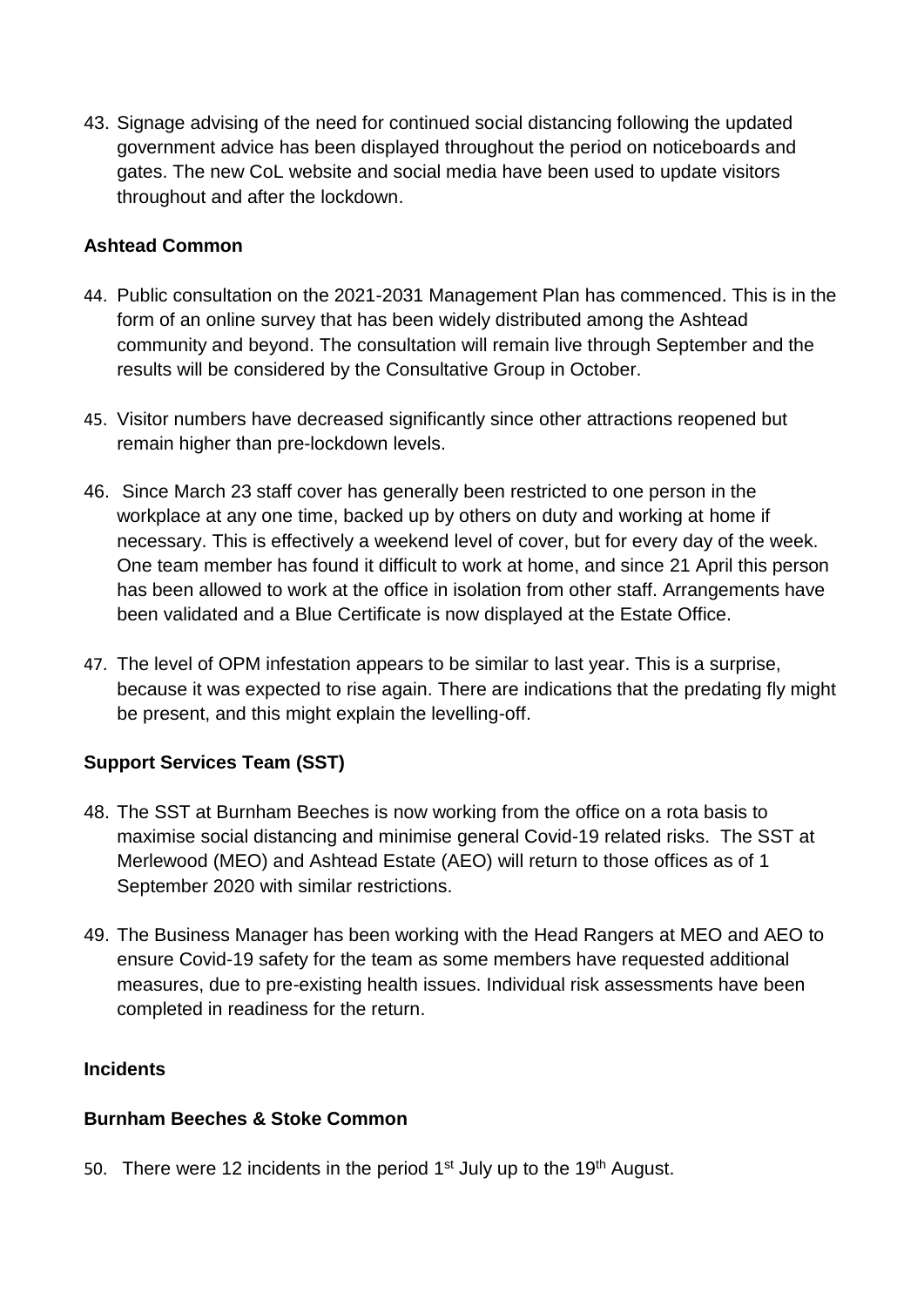43. Signage advising of the need for continued social distancing following the updated government advice has been displayed throughout the period on noticeboards and gates. The new CoL website and social media have been used to update visitors throughout and after the lockdown.

**Ashtead Common**

44. Public consultation on the 2021-2031 Management Plan has commenced. This is in the form of an online survey that has been widely distributed among the Ashtead community and beyond. The consultation will remain live through September and the results will be considered by the Consultative Group in October.

45. Visitor numbers have decreased significantly since other attractions reopened but remain higher than pre-lockdown levels.

46. Since March 23 staff cover has generally been restricted to one person in the workplace at any one time, backed up by others on duty and working at home if necessary. This is effectively a weekend level of cover, but for every day of the week. One team member has found it difficult to work at home, and since 21 April this person has been allowed to work at the office in isolation from other staff. Arrangements have been validated and a Blue Certificate is now displayed at the Estate Office.

47. The level of OPM infestation appears to be similar to last year. This is a surprise, because it was expected to rise again. There are indications that the predating fly might be present, and this might explain the levelling-off.

**Support Services Team (SST)**

48. The SST at Burnham Beeches is now working from the office on a rota basis to maximise social distancing and minimise general Covid-19 related risks. The SST at Merlewood (MEO) and Ashtead Estate (AEO) will return to those offices as of 1 September 2020 with similar restrictions.

49. The Business Manager has been working with the Head Rangers at MEO and AEO to ensure Covid-19 safety for the team as some members have requested additional measures, due to pre-existing health issues. Individual risk assessments have been completed in readiness for the return.

**Incidents**

**Burnham Beeches & Stoke Common**

50. There were 12 incidents in the period 1st July up to the 19th August.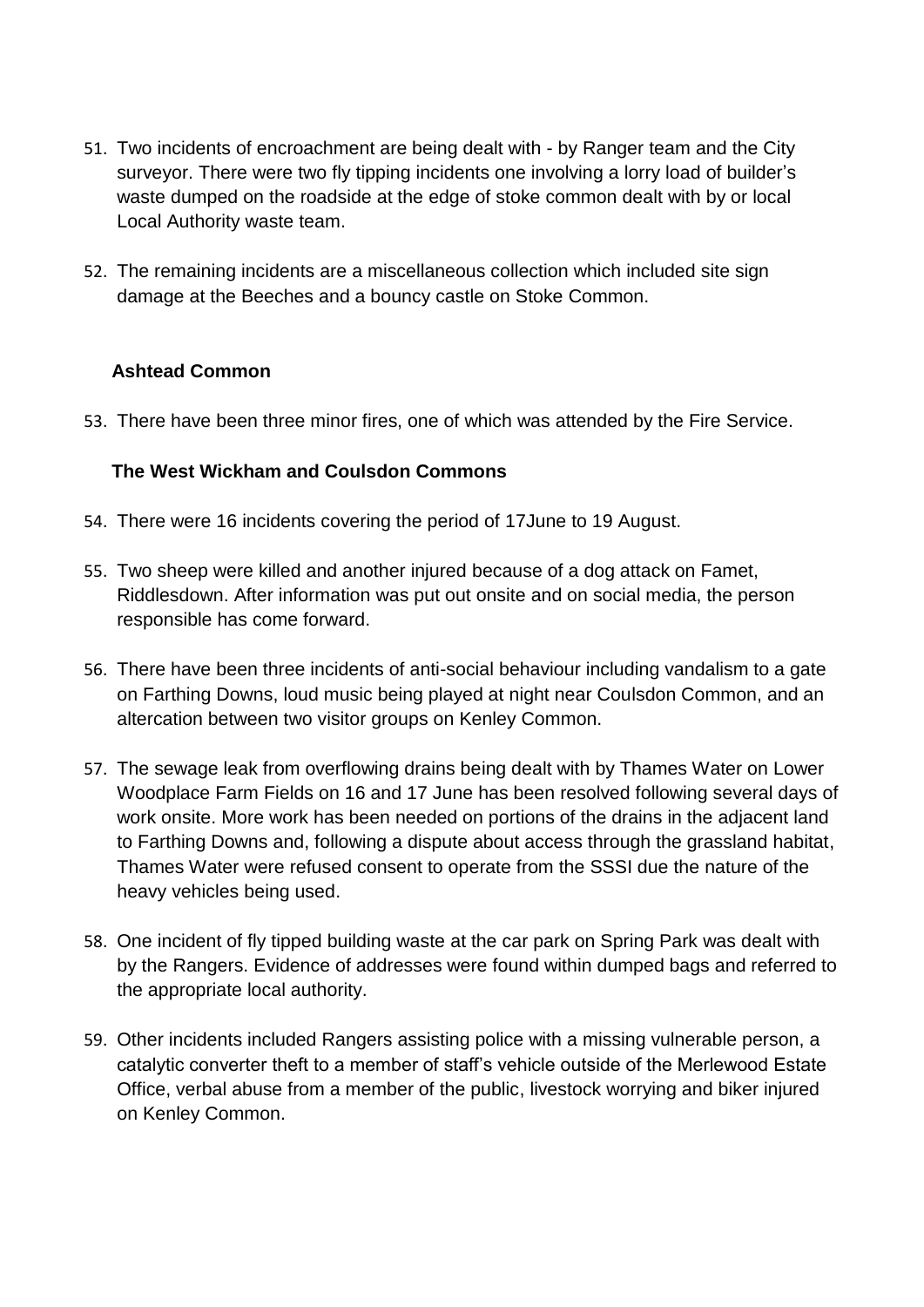51. Two incidents of encroachment are being dealt with - by Ranger team and the City surveyor. There were two fly tipping incidents one involving a lorry load of builder's waste dumped on the roadside at the edge of stoke common dealt with by or local Local Authority waste team.

52. The remaining incidents are a miscellaneous collection which included site sign damage at the Beeches and a bouncy castle on Stoke Common.

**Ashtead Common**

53. There have been three minor fires, one of which was attended by the Fire Service.

**The West Wickham and Coulsdon Commons**

54. There were 16 incidents covering the period of 17June to 19 August.

55. Two sheep were killed and another injured because of a dog attack on Famet, Riddlesdown. After information was put out onsite and on social media, the person responsible has come forward.

56. There have been three incidents of anti-social behaviour including vandalism to a gate on Farthing Downs, loud music being played at night near Coulsdon Common, and an altercation between two visitor groups on Kenley Common.

57. The sewage leak from overflowing drains being dealt with by Thames Water on Lower Woodplace Farm Fields on 16 and 17 June has been resolved following several days of work onsite. More work has been needed on portions of the drains in the adjacent land to Farthing Downs and, following a dispute about access through the grassland habitat, Thames Water were refused consent to operate from the SSSI due the nature of the heavy vehicles being used.

58. One incident of fly tipped building waste at the car park on Spring Park was dealt with by the Rangers. Evidence of addresses were found within dumped bags and referred to the appropriate local authority.

59. Other incidents included Rangers assisting police with a missing vulnerable person, a catalytic converter theft to a member of staff's vehicle outside of the Merlewood Estate Office, verbal abuse from a member of the public, livestock worrying and biker injured on Kenley Common.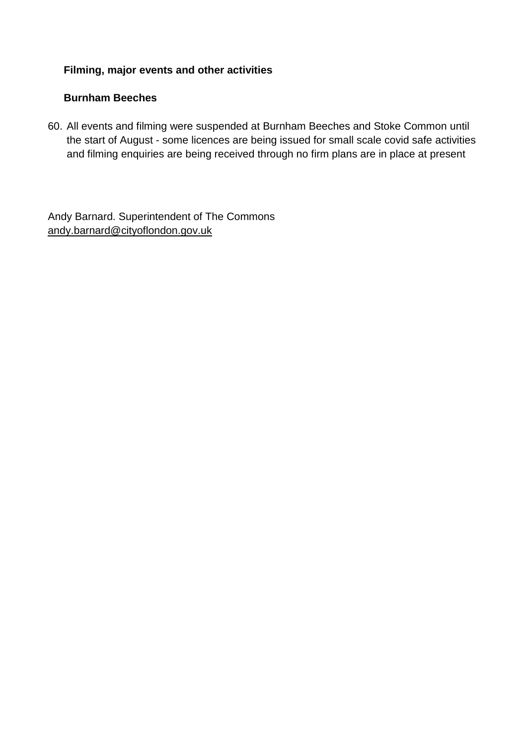**Filming, major events and other activities**

**Burnham Beeches**

60. All events and filming were suspended at Burnham Beeches and Stoke Common until the start of August - some licences are being issued for small scale covid safe activities and filming enquiries are being received through no firm plans are in place at present

Andy Barnard. Superintendent of The Commons
andy.barnard@cityoflondon.gov.uk